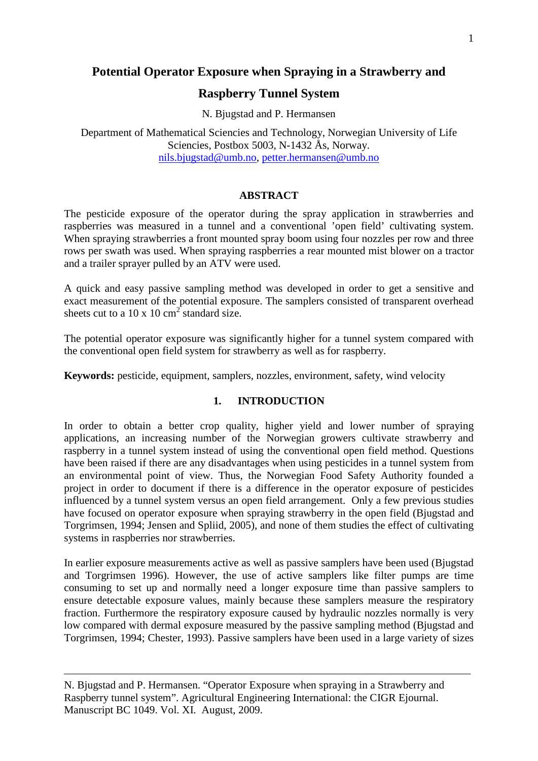# Potential Operator Exposure when Spraying in a Strawberry and Raspberry Tunnel System

N. Bjugstad and P. Hermansen

Department of Mathematical Sciencies and Technology, Norwegian University of Life Sciencies, Postbox 5003, N-1432 Ås, Norway.
nils.bjugstad@umb.no, petter.hermansen@umb.no

## ABSTRACT

The pesticide exposure of the operator during the spray application in strawberries and raspberries was measured in a tunnel and a conventional 'open field' cultivating system. When spraying strawberries a front mounted spray boom using four nozzles per row and three rows per swath was used. When spraying raspberries a rear mounted mist blower on a tractor and a trailer sprayer pulled by an ATV were used.

A quick and easy passive sampling method was developed in order to get a sensitive and exact measurement of the potential exposure. The samplers consisted of transparent overhead sheets cut to a 10 x 10 $cm^2$ standard size.

The potential operator exposure was significantly higher for a tunnel system compared with the conventional open field system for strawberry as well as for raspberry.

**Keywords:** pesticide, equipment, samplers, nozzles, environment, safety, wind velocity

## 1. INTRODUCTION

In order to obtain a better crop quality, higher yield and lower number of spraying applications, an increasing number of the Norwegian growers cultivate strawberry and raspberry in a tunnel system instead of using the conventional open field method. Questions have been raised if there are any disadvantages when using pesticides in a tunnel system from an environmental point of view. Thus, the Norwegian Food Safety Authority founded a project in order to document if there is a difference in the operator exposure of pesticides influenced by a tunnel system versus an open field arrangement. Only a few previous studies have focused on operator exposure when spraying strawberry in the open field (Bjugstad and Torgrimsen, 1994; Jensen and Spliid, 2005), and none of them studies the effect of cultivating systems in raspberries nor strawberries.

In earlier exposure measurements active as well as passive samplers have been used (Bjugstad and Torgrimsen 1996). However, the use of active samplers like filter pumps are time consuming to set up and normally need a longer exposure time than passive samplers to ensure detectable exposure values, mainly because these samplers measure the respiratory fraction. Furthermore the respiratory exposure caused by hydraulic nozzles normally is very low compared with dermal exposure measured by the passive sampling method (Bjugstad and Torgrimsen, 1994; Chester, 1993). Passive samplers have been used in a large variety of sizes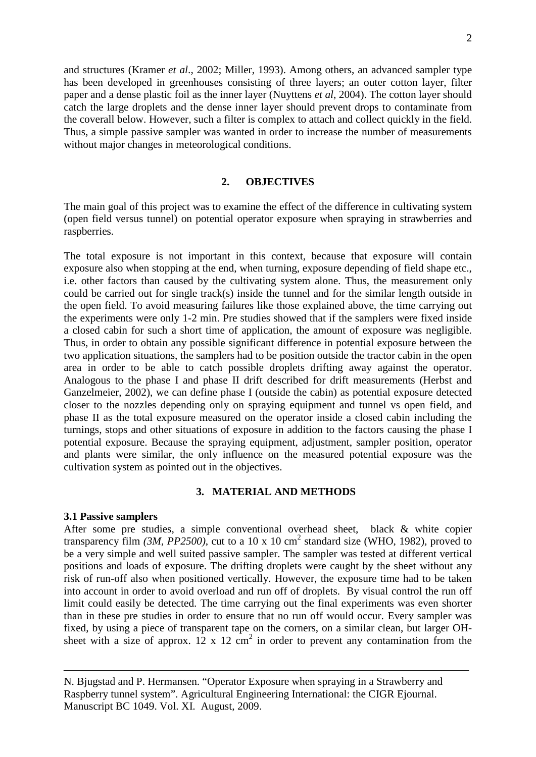and structures (Kramer *et al*., 2002; Miller, 1993). Among others, an advanced sampler type has been developed in greenhouses consisting of three layers; an outer cotton layer, filter paper and a dense plastic foil as the inner layer (Nuyttens *et al*, 2004). The cotton layer should catch the large droplets and the dense inner layer should prevent drops to contaminate from the coverall below. However, such a filter is complex to attach and collect quickly in the field. Thus, a simple passive sampler was wanted in order to increase the number of measurements without major changes in meteorological conditions.

## 2. OBJECTIVES

The main goal of this project was to examine the effect of the difference in cultivating system (open field versus tunnel) on potential operator exposure when spraying in strawberries and raspberries.

The total exposure is not important in this context, because that exposure will contain exposure also when stopping at the end, when turning, exposure depending of field shape etc., i.e. other factors than caused by the cultivating system alone. Thus, the measurement only could be carried out for single track(s) inside the tunnel and for the similar length outside in the open field. To avoid measuring failures like those explained above, the time carrying out the experiments were only 1-2 min. Pre studies showed that if the samplers were fixed inside a closed cabin for such a short time of application, the amount of exposure was negligible. Thus, in order to obtain any possible significant difference in potential exposure between the two application situations, the samplers had to be position outside the tractor cabin in the open area in order to be able to catch possible droplets drifting away against the operator. Analogous to the phase I and phase II drift described for drift measurements (Herbst and Ganzelmeier, 2002), we can define phase I (outside the cabin) as potential exposure detected closer to the nozzles depending only on spraying equipment and tunnel vs open field, and phase II as the total exposure measured on the operator inside a closed cabin including the turnings, stops and other situations of exposure in addition to the factors causing the phase I potential exposure. Because the spraying equipment, adjustment, sampler position, operator and plants were similar, the only influence on the measured potential exposure was the cultivation system as pointed out in the objectives.

## 3. MATERIAL AND METHODS

### 3.1 Passive samplers

After some pre studies, a simple conventional overhead sheet, black & white copier transparency film *(3M, PP2500)*, cut to a 10 x 10 $cm^2$ standard size (WHO, 1982), proved to be a very simple and well suited passive sampler. The sampler was tested at different vertical positions and loads of exposure. The drifting droplets were caught by the sheet without any risk of run-off also when positioned vertically. However, the exposure time had to be taken into account in order to avoid overload and run off of droplets. By visual control the run off limit could easily be detected. The time carrying out the final experiments was even shorter than in these pre studies in order to ensure that no run off would occur. Every sampler was fixed, by using a piece of transparent tape on the corners, on a similar clean, but larger OH-sheet with a size of approx. 12 x 12 $cm^2$ in order to prevent any contamination from the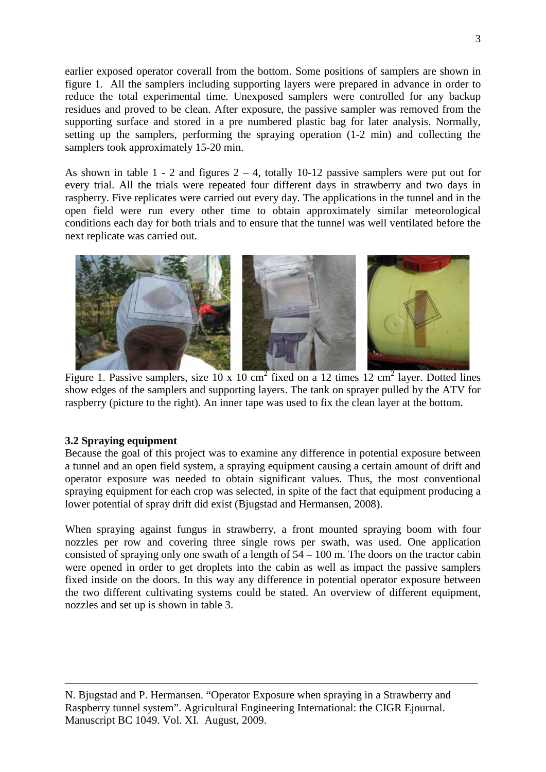earlier exposed operator coverall from the bottom. Some positions of samplers are shown in figure 1. All the samplers including supporting layers were prepared in advance in order to reduce the total experimental time. Unexposed samplers were controlled for any backup residues and proved to be clean. After exposure, the passive sampler was removed from the supporting surface and stored in a pre numbered plastic bag for later analysis. Normally, setting up the samplers, performing the spraying operation (1-2 min) and collecting the samplers took approximately 15-20 min.

As shown in table 1 - 2 and figures 2 – 4, totally 10-12 passive samplers were put out for every trial. All the trials were repeated four different days in strawberry and two days in raspberry. Five replicates were carried out every day. The applications in the tunnel and in the open field were run every other time to obtain approximately similar meteorological conditions each day for both trials and to ensure that the tunnel was well ventilated before the next replicate was carried out.

Figure 1. Passive samplers, size 10 x 10 cm$^2$ fixed on a 12 times 12 cm$^2$ layer. Dotted lines show edges of the samplers and supporting layers. The tank on sprayer pulled by the ATV for raspberry (picture to the right). An inner tape was used to fix the clean layer at the bottom.

### 3.2 Spraying equipment

Because the goal of this project was to examine any difference in potential exposure between a tunnel and an open field system, a spraying equipment causing a certain amount of drift and operator exposure was needed to obtain significant values. Thus, the most conventional spraying equipment for each crop was selected, in spite of the fact that equipment producing a lower potential of spray drift did exist (Bjugstad and Hermansen, 2008).

When spraying against fungus in strawberry, a front mounted spraying boom with four nozzles per row and covering three single rows per swath, was used. One application consisted of spraying only one swath of a length of 54 – 100 m. The doors on the tractor cabin were opened in order to get droplets into the cabin as well as impact the passive samplers fixed inside on the doors. In this way any difference in potential operator exposure between the two different cultivating systems could be stated. An overview of different equipment, nozzles and set up is shown in table 3.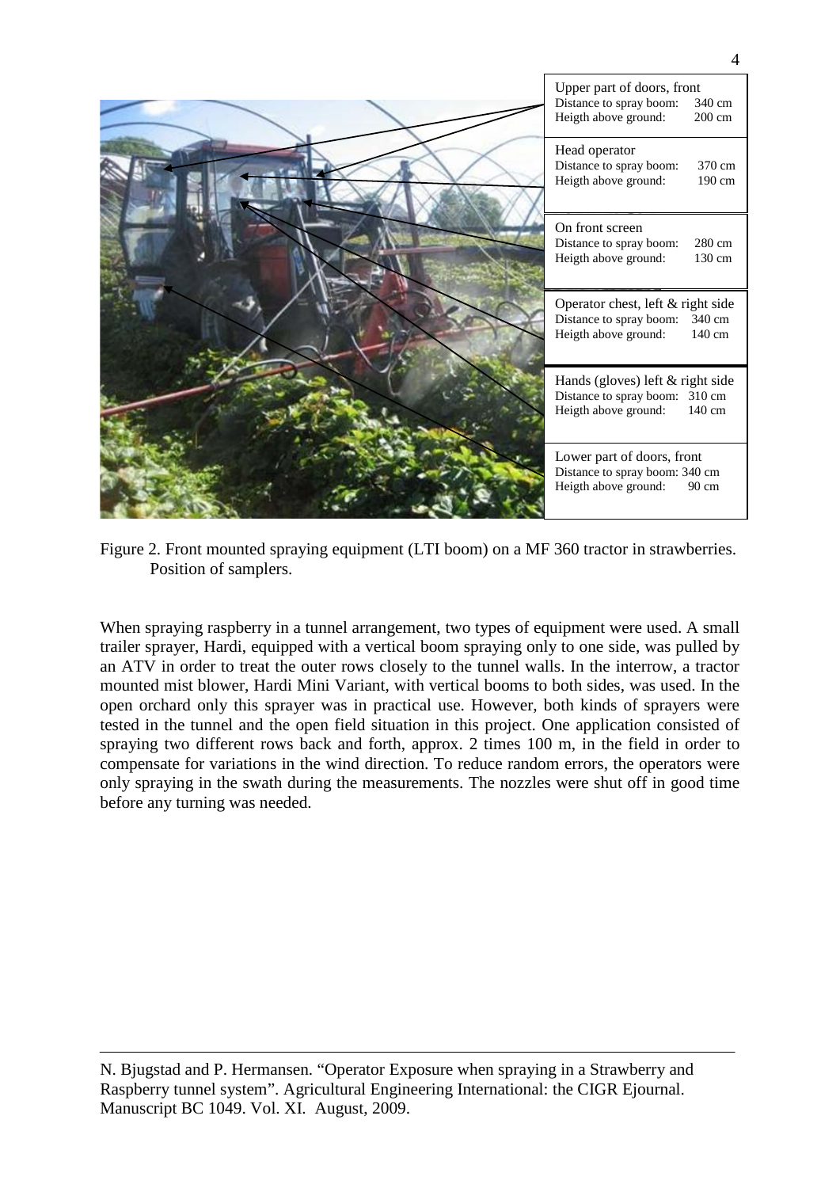Upper part of doors, front
Distance to spray boom: 340 cm
Heigth above ground: 200 cm

Head operator
Distance to spray boom: 370 cm
Heigth above ground: 190 cm

On front screen
Distance to spray boom: 280 cm
Heigth above ground: 130 cm

Operator chest, left & right side
Distance to spray boom: 340 cm
Heigth above ground: 140 cm

Hands (gloves) left & right side
Distance to spray boom: 310 cm
Heigth above ground: 140 cm

Lower part of doors, front
Distance to spray boom: 340 cm
Heigth above ground: 90 cm

Figure 2. Front mounted spraying equipment (LTI boom) on a MF 360 tractor in strawberries. Position of samplers.

When spraying raspberry in a tunnel arrangement, two types of equipment were used. A small trailer sprayer, Hardi, equipped with a vertical boom spraying only to one side, was pulled by an ATV in order to treat the outer rows closely to the tunnel walls. In the interrow, a tractor mounted mist blower, Hardi Mini Variant, with vertical booms to both sides, was used. In the open orchard only this sprayer was in practical use. However, both kinds of sprayers were tested in the tunnel and the open field situation in this project. One application consisted of spraying two different rows back and forth, approx. 2 times 100 m, in the field in order to compensate for variations in the wind direction. To reduce random errors, the operators were only spraying in the swath during the measurements. The nozzles were shut off in good time before any turning was needed.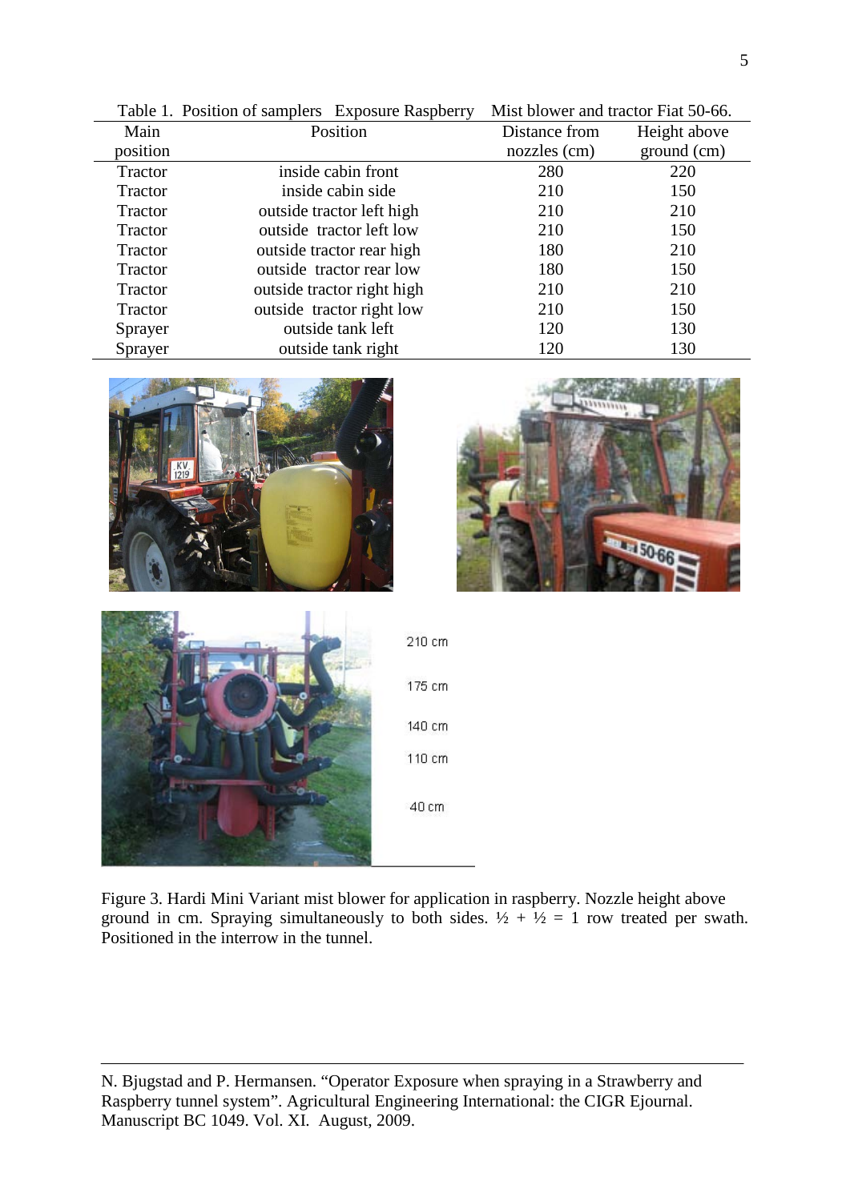Table 1. Position of samplers Exposure Raspberry Mist blower and tractor Fiat 50-66.

| Main position | Position | Distance from nozzles (cm) | Height above ground (cm) |
|---|---|---|---|
| Tractor | inside cabin front | 280 | 220 |
| Tractor | inside cabin side | 210 | 150 |
| Tractor | outside tractor left high | 210 | 210 |
| Tractor | outside tractor left low | 210 | 150 |
| Tractor | outside tractor rear high | 180 | 210 |
| Tractor | outside tractor rear low | 180 | 150 |
| Tractor | outside tractor right high | 210 | 210 |
| Tractor | outside tractor right low | 210 | 150 |
| Sprayer | outside tank left | 120 | 130 |
| Sprayer | outside tank right | 120 | 130 |

210 cm

175 cm

140 cm

110 cm

40 cm

Figure 3. Hardi Mini Variant mist blower for application in raspberry. Nozzle height above ground in cm. Spraying simultaneously to both sides. ½ + ½ = 1 row treated per swath. Positioned in the interrow in the tunnel.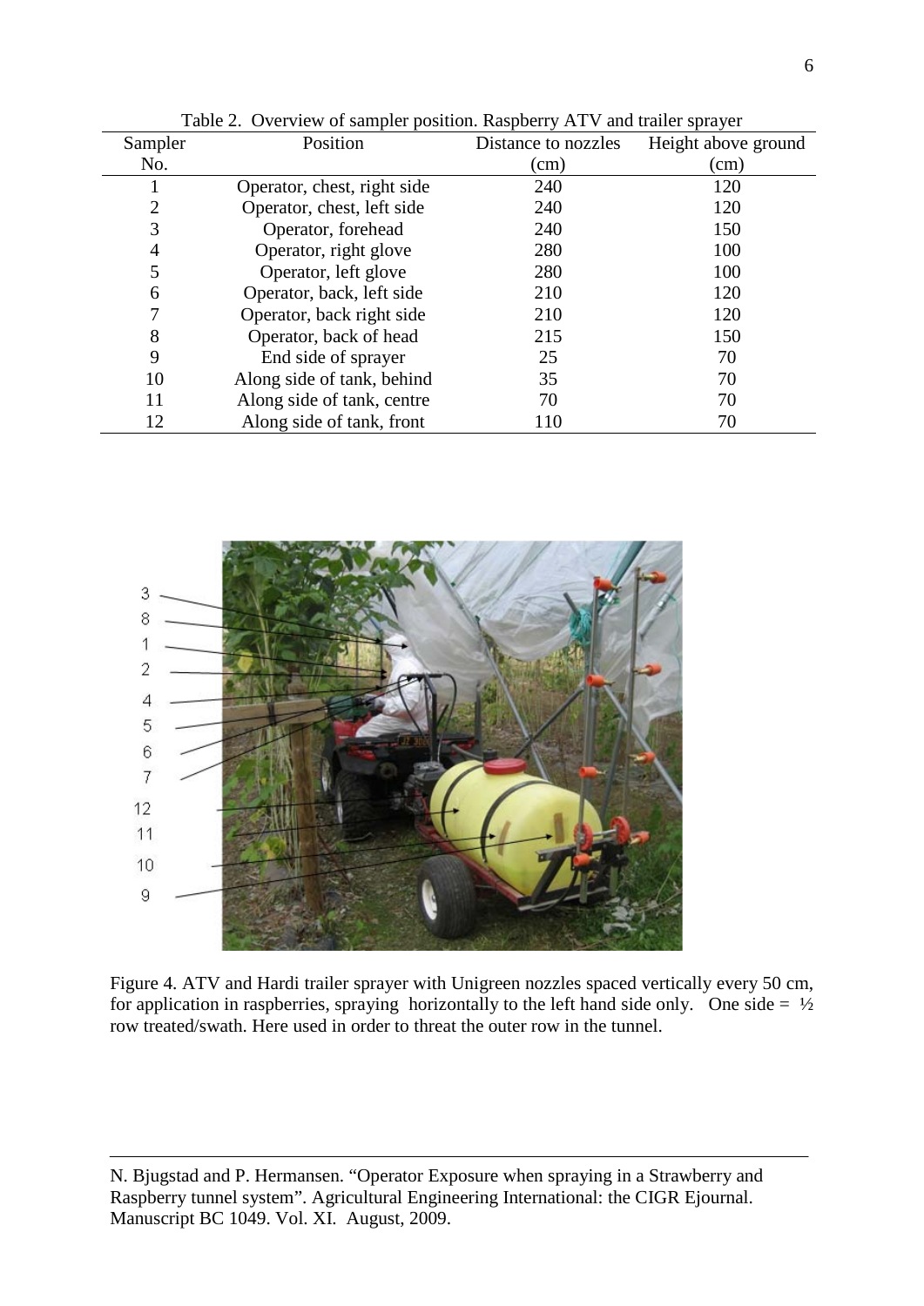Table 2. Overview of sampler position. Raspberry ATV and trailer sprayer

| Sampler No. | Position | Distance to nozzles (cm) | Height above ground (cm) |
|---|---|---|---|
| 1 | Operator, chest, right side | 240 | 120 |
| 2 | Operator, chest, left side | 240 | 120 |
| 3 | Operator, forehead | 240 | 150 |
| 4 | Operator, right glove | 280 | 100 |
| 5 | Operator, left glove | 280 | 100 |
| 6 | Operator, back, left side | 210 | 120 |
| 7 | Operator, back right side | 210 | 120 |
| 8 | Operator, back of head | 215 | 150 |
| 9 | End side of sprayer | 25 | 70 |
| 10 | Along side of tank, behind | 35 | 70 |
| 11 | Along side of tank, centre | 70 | 70 |
| 12 | Along side of tank, front | 110 | 70 |

3
8
1
2
4
5
6
7
12
11
10
9

Figure 4. ATV and Hardi trailer sprayer with Unigreen nozzles spaced vertically every 50 cm, for application in raspberries, spraying horizontally to the left hand side only. One side = ½ row treated/swath. Here used in order to threat the outer row in the tunnel.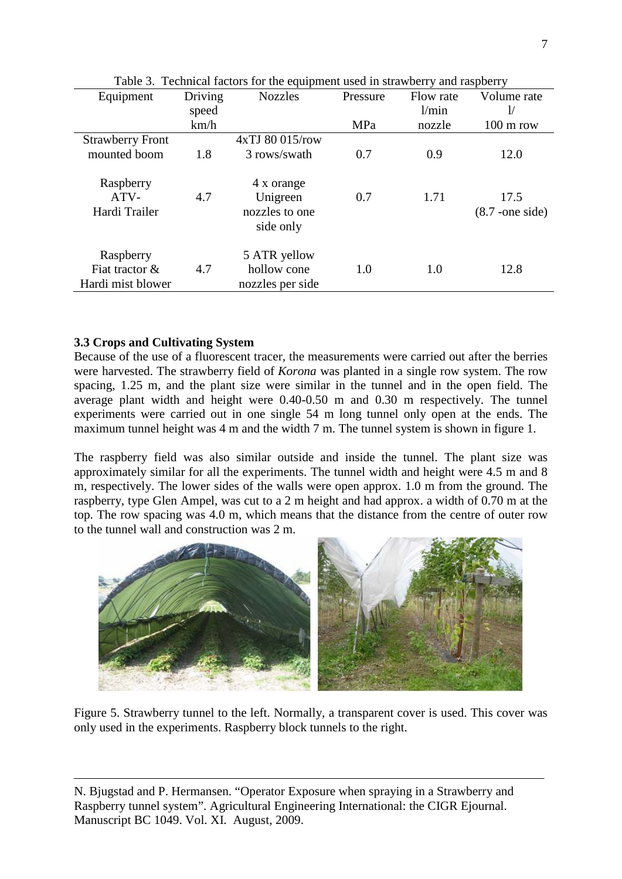Table 3. Technical factors for the equipment used in strawberry and raspberry

| Equipment | Driving speed km/h | Nozzles | Pressure MPa | Flow rate l/min nozzle | Volume rate l/ 100 m row |
|---|---|---|---|---|---|
| Strawberry Front mounted boom | 1.8 | 4xTJ 80 015/row 3 rows/swath | 0.7 | 0.9 | 12.0 |
| Raspberry ATV- Hardi Trailer | 4.7 | 4 x orange Unigreen nozzles to one side only | 0.7 | 1.71 | 17.5 (8.7 -one side) |
| Raspberry Fiat tractor & Hardi mist blower | 4.7 | 5 ATR yellow hollow cone nozzles per side | 1.0 | 1.0 | 12.8 |

### 3.3 Crops and Cultivating System

Because of the use of a fluorescent tracer, the measurements were carried out after the berries were harvested. The strawberry field of *Korona* was planted in a single row system. The row spacing, 1.25 m, and the plant size were similar in the tunnel and in the open field. The average plant width and height were 0.40-0.50 m and 0.30 m respectively. The tunnel experiments were carried out in one single 54 m long tunnel only open at the ends. The maximum tunnel height was 4 m and the width 7 m. The tunnel system is shown in figure 1.

The raspberry field was also similar outside and inside the tunnel. The plant size was approximately similar for all the experiments. The tunnel width and height were 4.5 m and 8 m, respectively. The lower sides of the walls were open approx. 1.0 m from the ground. The raspberry, type Glen Ampel, was cut to a 2 m height and had approx. a width of 0.70 m at the top. The row spacing was 4.0 m, which means that the distance from the centre of outer row to the tunnel wall and construction was 2 m.

Figure 5. Strawberry tunnel to the left. Normally, a transparent cover is used. This cover was only used in the experiments. Raspberry block tunnels to the right.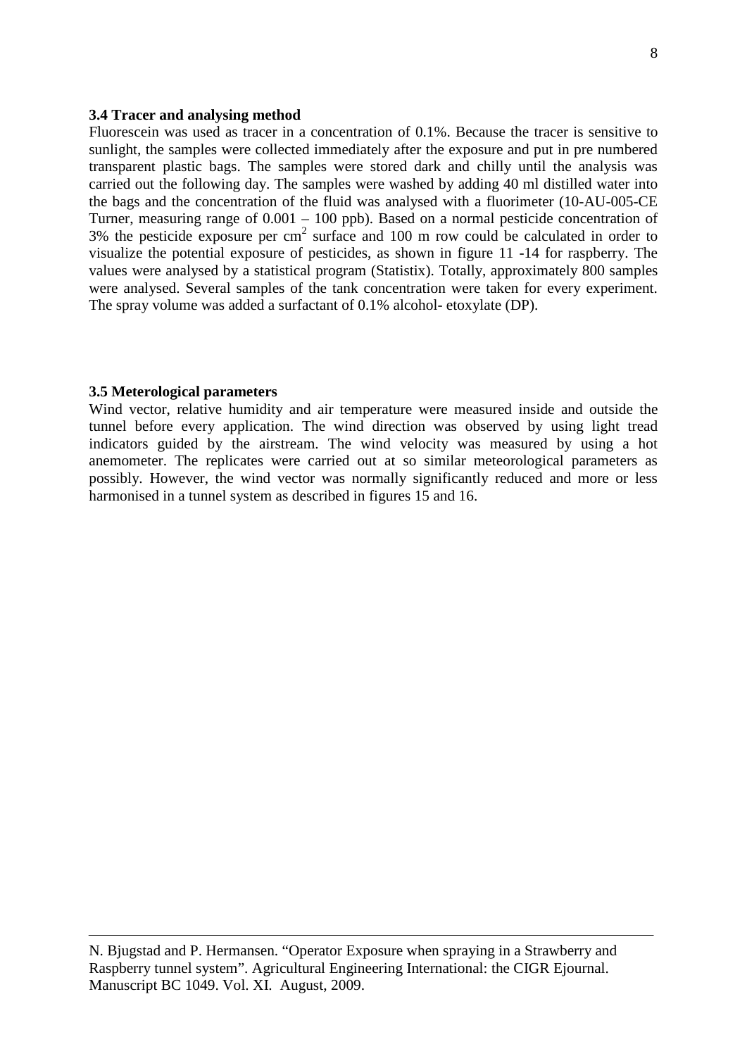### 3.4 Tracer and analysing method

Fluorescein was used as tracer in a concentration of 0.1%. Because the tracer is sensitive to sunlight, the samples were collected immediately after the exposure and put in pre numbered transparent plastic bags. The samples were stored dark and chilly until the analysis was carried out the following day. The samples were washed by adding 40 ml distilled water into the bags and the concentration of the fluid was analysed with a fluorimeter (10-AU-005-CE Turner, measuring range of 0.001 – 100 ppb). Based on a normal pesticide concentration of 3% the pesticide exposure per $cm^2$ surface and 100 m row could be calculated in order to visualize the potential exposure of pesticides, as shown in figure 11 -14 for raspberry. The values were analysed by a statistical program (Statistix). Totally, approximately 800 samples were analysed. Several samples of the tank concentration were taken for every experiment. The spray volume was added a surfactant of 0.1% alcohol- etoxylate (DP).

### 3.5 Meterological parameters

Wind vector, relative humidity and air temperature were measured inside and outside the tunnel before every application. The wind direction was observed by using light tread indicators guided by the airstream. The wind velocity was measured by using a hot anemometer. The replicates were carried out at so similar meteorological parameters as possibly. However, the wind vector was normally significantly reduced and more or less harmonised in a tunnel system as described in figures 15 and 16.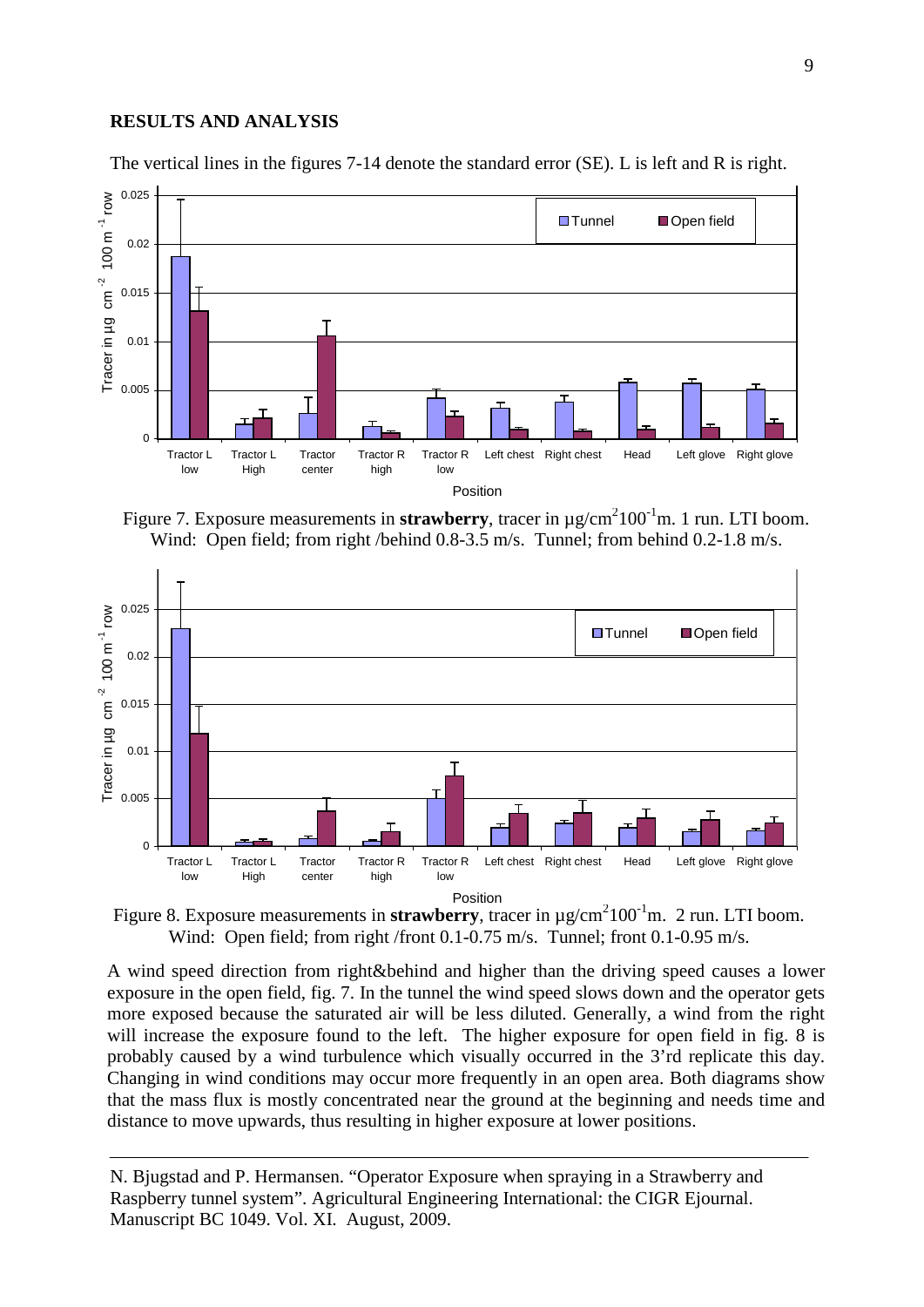## RESULTS AND ANALYSIS

The vertical lines in the figures 7-14 denote the standard error (SE). L is left and R is right.

Tracer in µg cm $^{-2}$ 100 m $^{-1}$ row

0.025
0.02
0.015
0.01
0.005
0

Tunnel
Open field

Tractor L low
Tractor L High
Tractor center
Tractor R high
Tractor R low
Left chest
Right chest
Head
Left glove
Right glove

Position

Figure 7. Exposure measurements in **strawberry**, tracer in µg/cm$^2$100$^{-1}$m. 1 run. LTI boom. Wind: Open field; from right /behind 0.8-3.5 m/s. Tunnel; from behind 0.2-1.8 m/s.

Tracer in µg cm $^{-2}$ 100 m $^{-1}$ row

0.025
0.02
0.015
0.01
0.005
0

Tunnel
Open field

Tractor L low
Tractor L High
Tractor center
Tractor R high
Tractor R low
Left chest
Right chest
Head
Left glove
Right glove

Position

Figure 8. Exposure measurements in **strawberry**, tracer in µg/cm$^2$100$^{-1}$m. 2 run. LTI boom. Wind: Open field; from right /front 0.1-0.75 m/s. Tunnel; front 0.1-0.95 m/s.

A wind speed direction from right&behind and higher than the driving speed causes a lower exposure in the open field, fig. 7. In the tunnel the wind speed slows down and the operator gets more exposed because the saturated air will be less diluted. Generally, a wind from the right will increase the exposure found to the left. The higher exposure for open field in fig. 8 is probably caused by a wind turbulence which visually occurred in the 3'rd replicate this day. Changing in wind conditions may occur more frequently in an open area. Both diagrams show that the mass flux is mostly concentrated near the ground at the beginning and needs time and distance to move upwards, thus resulting in higher exposure at lower positions.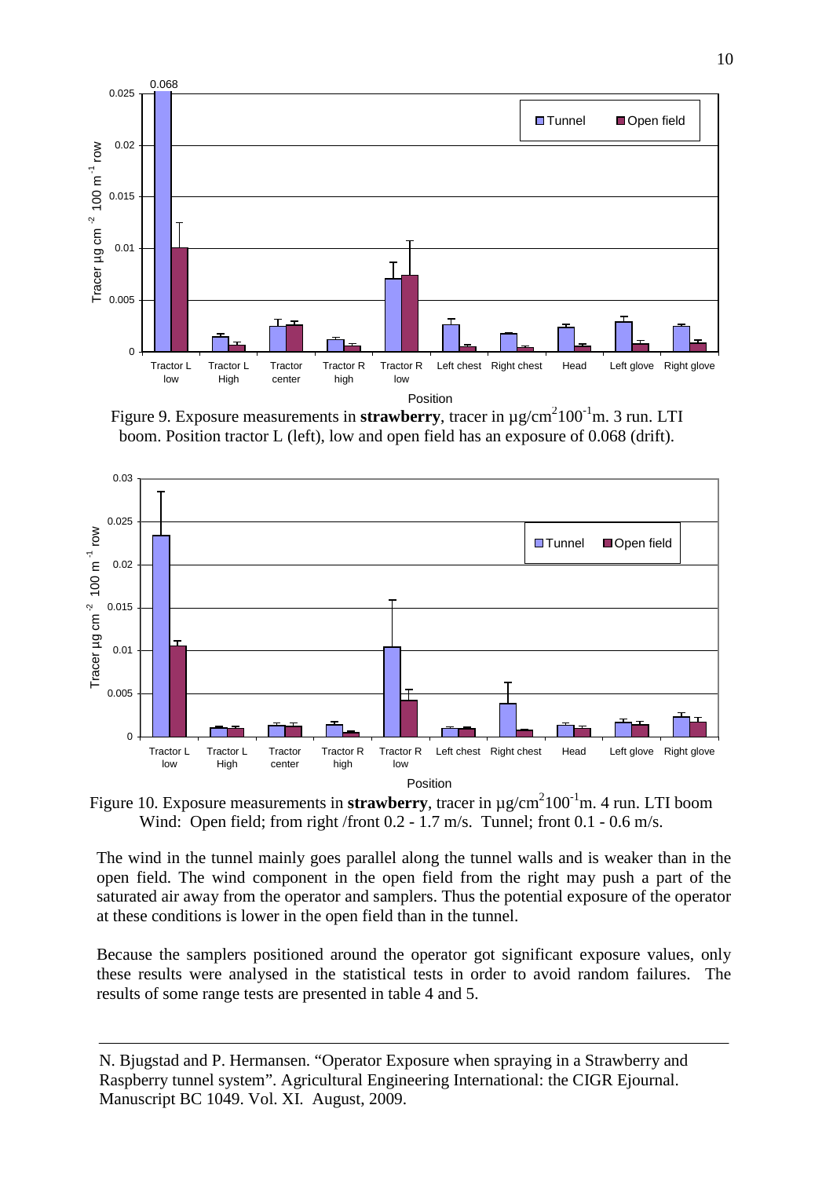0.068
0.025
0.02
0.015
0.01
0.005
0

Tracer µg cm $^{-2}$ 100 m $^{-1}$ row

Tunnel
Open field

Tractor L low
Tractor L High
Tractor center
Tractor R high
Tractor R low
Left chest
Right chest
Head
Left glove
Right glove

Position

Figure 9. Exposure measurements in **strawberry**, tracer in µg/cm$^2$100$^{-1}$m. 3 run. LTI boom. Position tractor L (left), low and open field has an exposure of 0.068 (drift).

0.03
0.025
0.02
0.015
0.01
0.005
0

Tracer µg cm $^{-2}$ 100 m $^{-1}$ row

Tunnel
Open field

Tractor L low
Tractor L High
Tractor center
Tractor R high
Tractor R low
Left chest
Right chest
Head
Left glove
Right glove

Position

Figure 10. Exposure measurements in **strawberry**, tracer in µg/cm$^2$100$^{-1}$m. 4 run. LTI boom Wind: Open field; from right /front 0.2 - 1.7 m/s. Tunnel; front 0.1 - 0.6 m/s.

The wind in the tunnel mainly goes parallel along the tunnel walls and is weaker than in the open field. The wind component in the open field from the right may push a part of the saturated air away from the operator and samplers. Thus the potential exposure of the operator at these conditions is lower in the open field than in the tunnel.

Because the samplers positioned around the operator got significant exposure values, only these results were analysed in the statistical tests in order to avoid random failures. The results of some range tests are presented in table 4 and 5.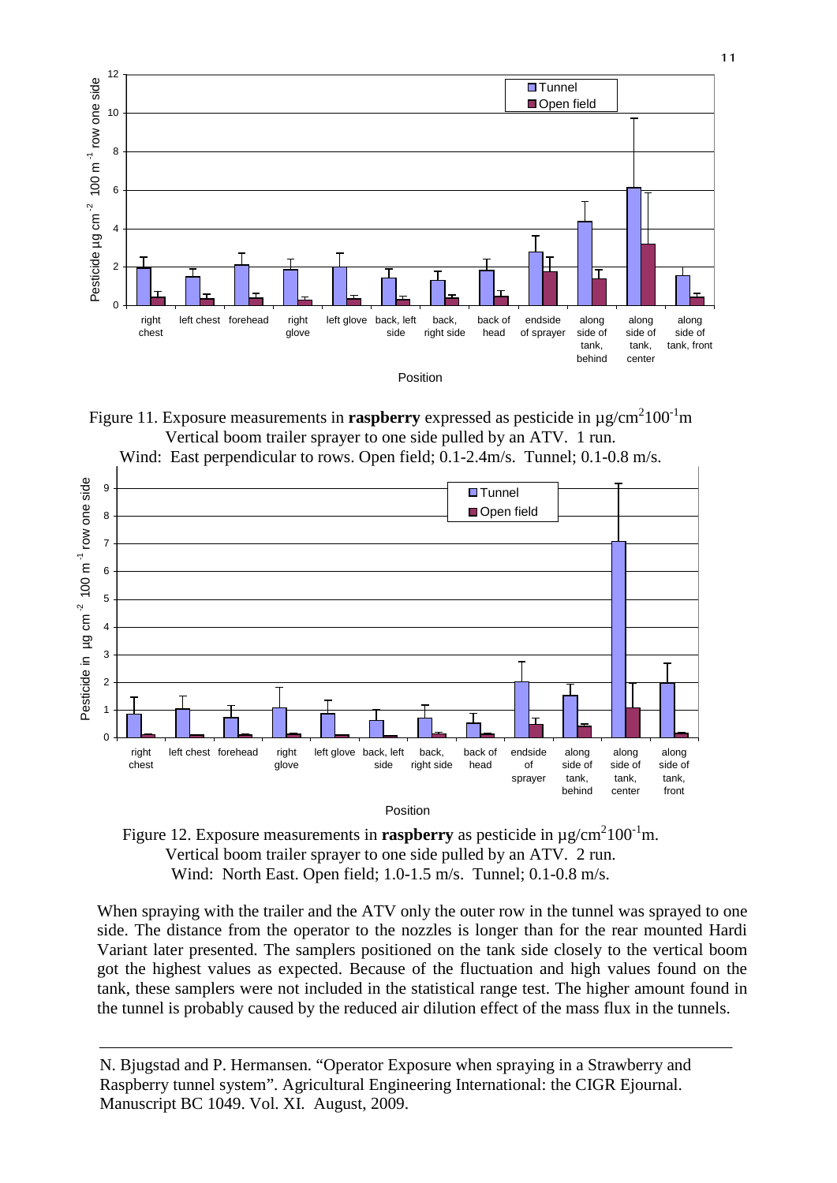Pesticide µg cm $^{-2}$ 100 m $^{-1}$ row one side

12
10
8
6
4
2
0

Tunnel
Open field

right chest
left chest
forehead
right glove
left glove
back, left side
back, right side
back of head
endside of sprayer
along side of tank, behind
along side of tank, center
along side of tank, front

Position

Figure 11. Exposure measurements in **raspberry** expressed as pesticide in µg/cm $^{2}$ 100 $^{-1}$ m Vertical boom trailer sprayer to one side pulled by an ATV. 1 run.
Wind: East perpendicular to rows. Open field; 0.1-2.4m/s. Tunnel; 0.1-0.8 m/s.

Pesticide in µg cm $^{-2}$ 100 m $^{-1}$ row one side

9
8
7
6
5
4
3
2
1
0

Tunnel
Open field

right chest
left chest
forehead
right glove
left glove
back, left side
back, right side
back of head
endside of sprayer
along side of tank, behind
along side of tank, center
along side of tank, front

Position

Figure 12. Exposure measurements in **raspberry** as pesticide in µg/cm $^{2}$ 100 $^{-1}$ m.
Vertical boom trailer sprayer to one side pulled by an ATV. 2 run.
Wind: North East. Open field; 1.0-1.5 m/s. Tunnel; 0.1-0.8 m/s.

When spraying with the trailer and the ATV only the outer row in the tunnel was sprayed to one side. The distance from the operator to the nozzles is longer than for the rear mounted Hardi Variant later presented. The samplers positioned on the tank side closely to the vertical boom got the highest values as expected. Because of the fluctuation and high values found on the tank, these samplers were not included in the statistical range test. The higher amount found in the tunnel is probably caused by the reduced air dilution effect of the mass flux in the tunnels.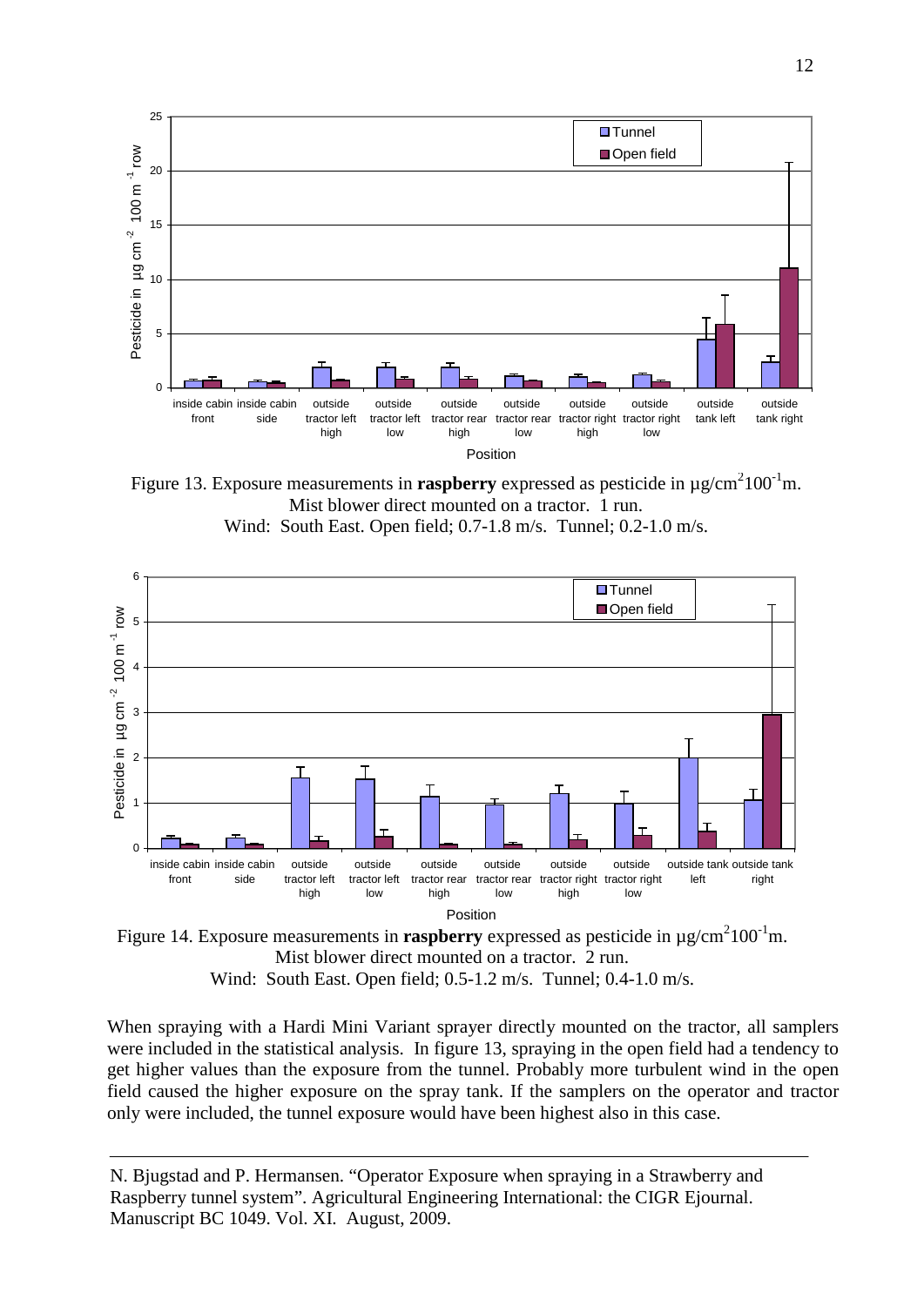25

20

15

10

5

0

Pesticide in µg cm $^{-2}$ 100 m $^{-1}$ row

Tunnel

Open field

inside cabin front

inside cabin side

outside tractor left high

outside tractor left low

outside tractor rear high

outside tractor rear low

outside tractor right high

outside tractor right low

outside tank left

outside tank right

Position

Figure 13. Exposure measurements in **raspberry** expressed as pesticide in µg/cm$^2$100$^{-1}$m.
Mist blower direct mounted on a tractor. 1 run.
Wind: South East. Open field; 0.7-1.8 m/s. Tunnel; 0.2-1.0 m/s.

6

5

4

3

2

1

0

Pesticide in µg cm $^{-2}$ 100 m $^{-1}$ row

Tunnel

Open field

inside cabin front

inside cabin side

outside tractor left high

outside tractor left low

outside tractor rear high

outside tractor rear low

outside tractor right high

outside tractor right low

outside tank left

outside tank right

Position

Figure 14. Exposure measurements in **raspberry** expressed as pesticide in µg/cm$^2$100$^{-1}$m.
Mist blower direct mounted on a tractor. 2 run.
Wind: South East. Open field; 0.5-1.2 m/s. Tunnel; 0.4-1.0 m/s.

When spraying with a Hardi Mini Variant sprayer directly mounted on the tractor, all samplers were included in the statistical analysis. In figure 13, spraying in the open field had a tendency to get higher values than the exposure from the tunnel. Probably more turbulent wind in the open field caused the higher exposure on the spray tank. If the samplers on the operator and tractor only were included, the tunnel exposure would have been highest also in this case.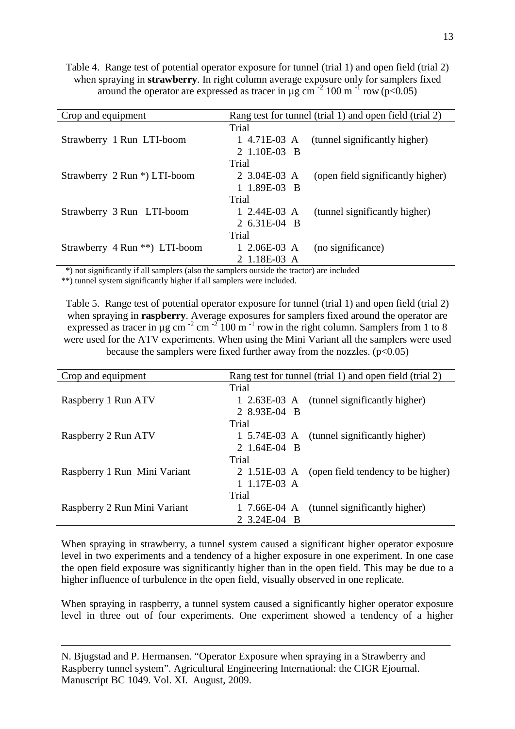Table 4. Range test of potential operator exposure for tunnel (trial 1) and open field (trial 2) when spraying in **strawberry**. In right column average exposure only for samplers fixed around the operator are expressed as tracer in µg cm $^{-2}$ 100 m $^{-1}$ row ($p<0.05$)

| Crop and equipment | Rang test for tunnel (trial 1) and open field (trial 2) | |
|---|---|---|
| | Trial | |
| Strawberry 1 Run LTI-boom | 1 4.71E-03 A | (tunnel significantly higher) |
| | 2 1.10E-03 B | |
| | Trial | |
| Strawberry 2 Run *) LTI-boom | 2 3.04E-03 A | (open field significantly higher) |
| | 1 1.89E-03 B | |
| | Trial | |
| Strawberry 3 Run LTI-boom | 1 2.44E-03 A | (tunnel significantly higher) |
| | 2 6.31E-04 B | |
| | Trial | |
| Strawberry 4 Run **) LTI-boom | 1 2.06E-03 A | (no significance) |
| | 2 1.18E-03 A | |

*) not significantly if all samplers (also the samplers outside the tractor) are included

**) tunnel system significantly higher if all samplers were included.

Table 5. Range test of potential operator exposure for tunnel (trial 1) and open field (trial 2) when spraying in **raspberry**. Average exposures for samplers fixed around the operator are expressed as tracer in µg cm $^{-2}$ cm $^{-2}$ 100 m $^{-1}$ row in the right column. Samplers from 1 to 8 were used for the ATV experiments. When using the Mini Variant all the samplers were used because the samplers were fixed further away from the nozzles. ($p<0.05$)

| Crop and equipment | Rang test for tunnel (trial 1) and open field (trial 2) | |
|---|---|---|
| | Trial | |
| Raspberry 1 Run ATV | 1 2.63E-03 A | (tunnel significantly higher) |
| | 2 8.93E-04 B | |
| | Trial | |
| Raspberry 2 Run ATV | 1 5.74E-03 A | (tunnel significantly higher) |
| | 2 1.64E-04 B | |
| | Trial | |
| Raspberry 1 Run Mini Variant | 2 1.51E-03 A | (open field tendency to be higher) |
| | 1 1.17E-03 A | |
| | Trial | |
| Raspberry 2 Run Mini Variant | 1 7.66E-04 A | (tunnel significantly higher) |
| | 2 3.24E-04 B | |

When spraying in strawberry, a tunnel system caused a significant higher operator exposure level in two experiments and a tendency of a higher exposure in one experiment. In one case the open field exposure was significantly higher than in the open field. This may be due to a higher influence of turbulence in the open field, visually observed in one replicate.

When spraying in raspberry, a tunnel system caused a significantly higher operator exposure level in three out of four experiments. One experiment showed a tendency of a higher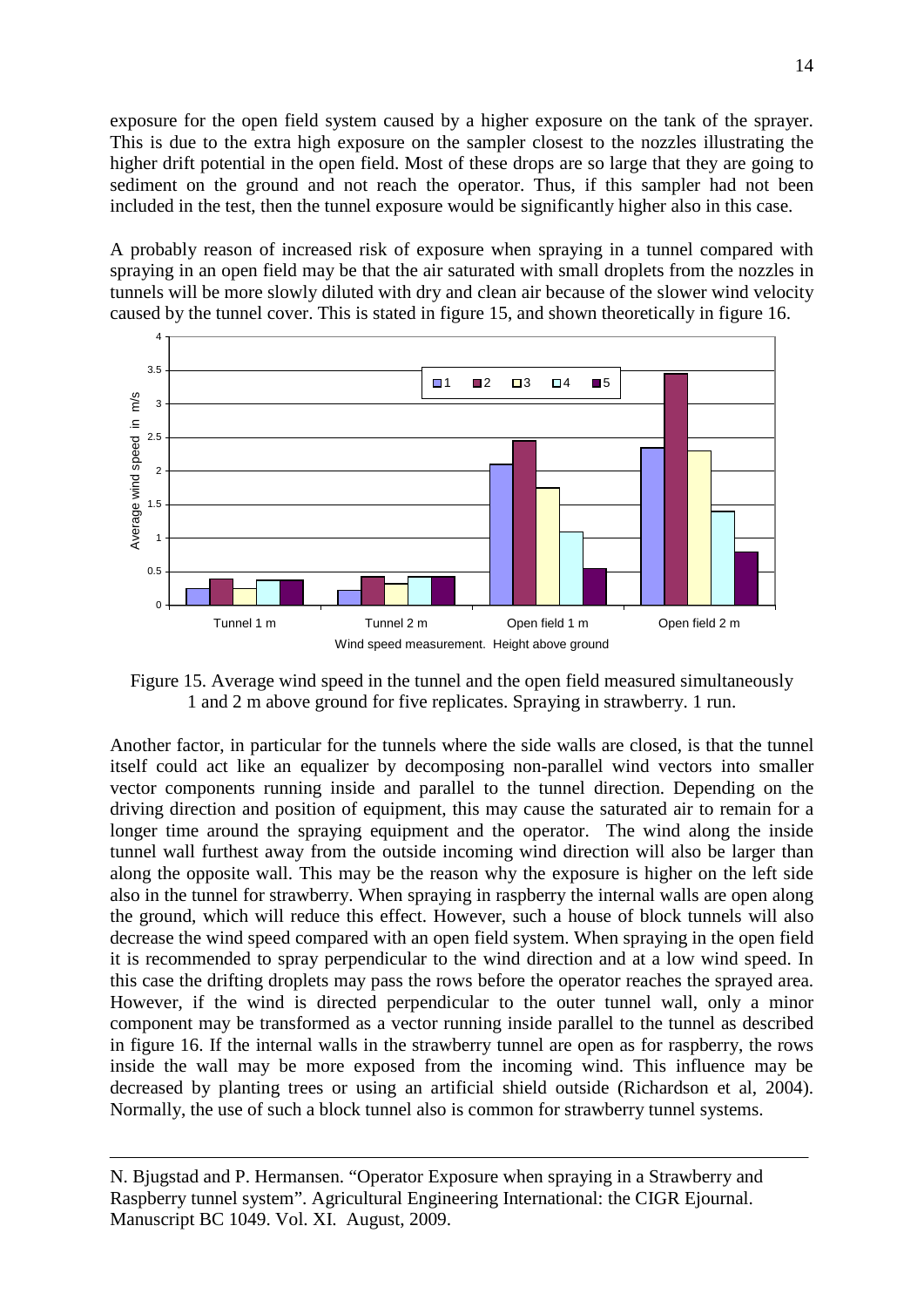exposure for the open field system caused by a higher exposure on the tank of the sprayer. This is due to the extra high exposure on the sampler closest to the nozzles illustrating the higher drift potential in the open field. Most of these drops are so large that they are going to sediment on the ground and not reach the operator. Thus, if this sampler had not been included in the test, then the tunnel exposure would be significantly higher also in this case.

A probably reason of increased risk of exposure when spraying in a tunnel compared with spraying in an open field may be that the air saturated with small droplets from the nozzles in tunnels will be more slowly diluted with dry and clean air because of the slower wind velocity caused by the tunnel cover. This is stated in figure 15, and shown theoretically in figure 16.

Average wind speed in m/s

4
3.5
3
2.5
2
1.5
1
0.5
0

1 2 3 4 5

Tunnel 1 m
Tunnel 2 m
Open field 1 m
Open field 2 m

Wind speed measurement. Height above ground

Figure 15. Average wind speed in the tunnel and the open field measured simultaneously 1 and 2 m above ground for five replicates. Spraying in strawberry. 1 run.

Another factor, in particular for the tunnels where the side walls are closed, is that the tunnel itself could act like an equalizer by decomposing non-parallel wind vectors into smaller vector components running inside and parallel to the tunnel direction. Depending on the driving direction and position of equipment, this may cause the saturated air to remain for a longer time around the spraying equipment and the operator. The wind along the inside tunnel wall furthest away from the outside incoming wind direction will also be larger than along the opposite wall. This may be the reason why the exposure is higher on the left side also in the tunnel for strawberry. When spraying in raspberry the internal walls are open along the ground, which will reduce this effect. However, such a house of block tunnels will also decrease the wind speed compared with an open field system. When spraying in the open field it is recommended to spray perpendicular to the wind direction and at a low wind speed. In this case the drifting droplets may pass the rows before the operator reaches the sprayed area. However, if the wind is directed perpendicular to the outer tunnel wall, only a minor component may be transformed as a vector running inside parallel to the tunnel as described in figure 16. If the internal walls in the strawberry tunnel are open as for raspberry, the rows inside the wall may be more exposed from the incoming wind. This influence may be decreased by planting trees or using an artificial shield outside (Richardson et al, 2004). Normally, the use of such a block tunnel also is common for strawberry tunnel systems.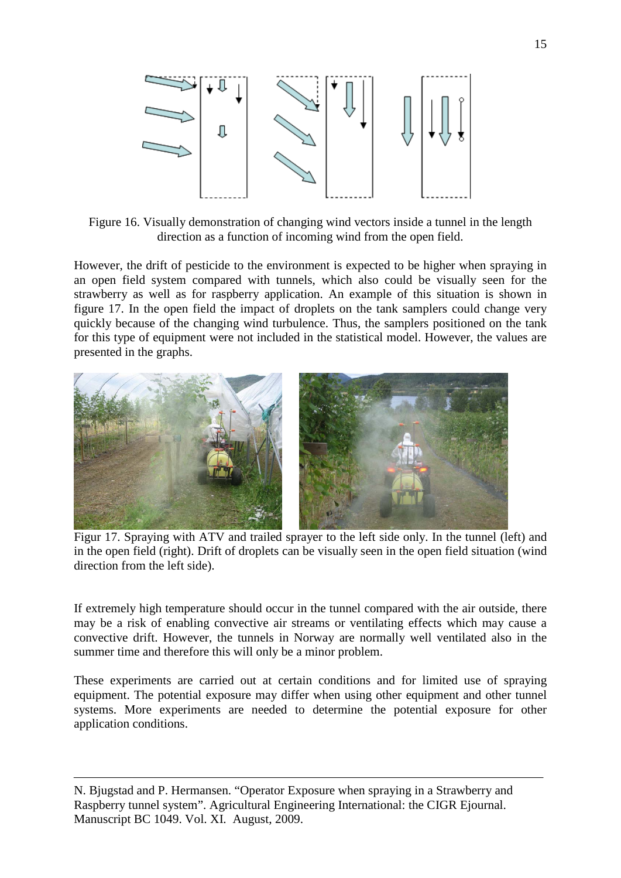Figure 16. Visually demonstration of changing wind vectors inside a tunnel in the length direction as a function of incoming wind from the open field.

However, the drift of pesticide to the environment is expected to be higher when spraying in an open field system compared with tunnels, which also could be visually seen for the strawberry as well as for raspberry application. An example of this situation is shown in figure 17. In the open field the impact of droplets on the tank samplers could change very quickly because of the changing wind turbulence. Thus, the samplers positioned on the tank for this type of equipment were not included in the statistical model. However, the values are presented in the graphs.

Figur 17. Spraying with ATV and trailed sprayer to the left side only. In the tunnel (left) and in the open field (right). Drift of droplets can be visually seen in the open field situation (wind direction from the left side).

If extremely high temperature should occur in the tunnel compared with the air outside, there may be a risk of enabling convective air streams or ventilating effects which may cause a convective drift. However, the tunnels in Norway are normally well ventilated also in the summer time and therefore this will only be a minor problem.

These experiments are carried out at certain conditions and for limited use of spraying equipment. The potential exposure may differ when using other equipment and other tunnel systems. More experiments are needed to determine the potential exposure for other application conditions.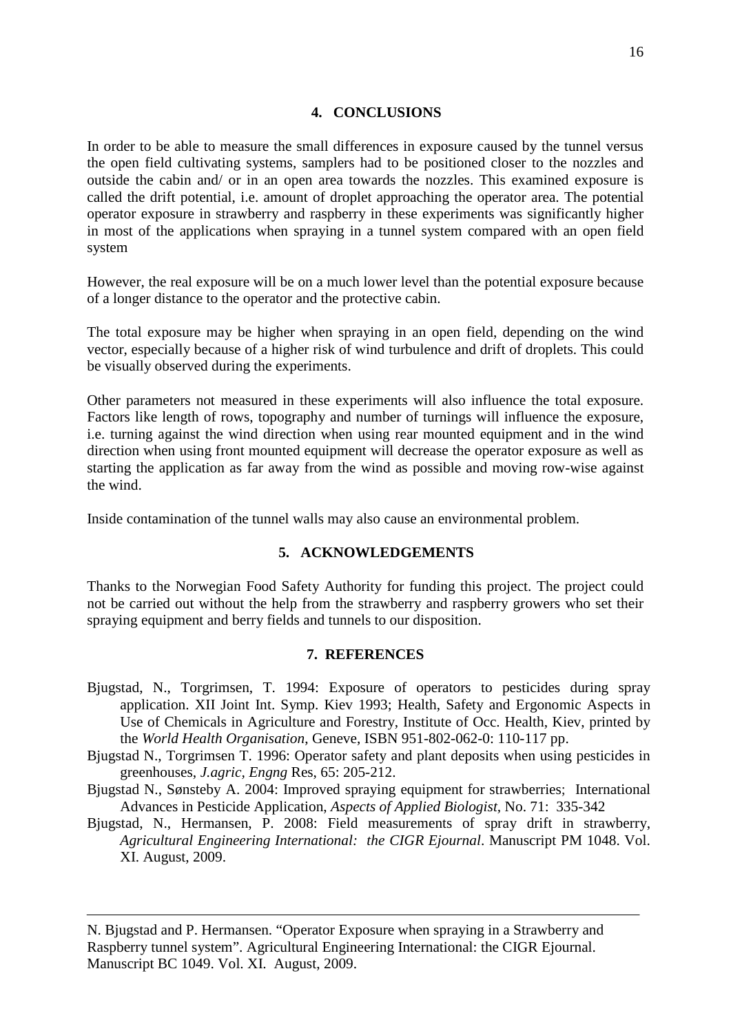## 4. CONCLUSIONS

In order to be able to measure the small differences in exposure caused by the tunnel versus the open field cultivating systems, samplers had to be positioned closer to the nozzles and outside the cabin and/ or in an open area towards the nozzles. This examined exposure is called the drift potential, i.e. amount of droplet approaching the operator area. The potential operator exposure in strawberry and raspberry in these experiments was significantly higher in most of the applications when spraying in a tunnel system compared with an open field system

However, the real exposure will be on a much lower level than the potential exposure because of a longer distance to the operator and the protective cabin.

The total exposure may be higher when spraying in an open field, depending on the wind vector, especially because of a higher risk of wind turbulence and drift of droplets. This could be visually observed during the experiments.

Other parameters not measured in these experiments will also influence the total exposure. Factors like length of rows, topography and number of turnings will influence the exposure, i.e. turning against the wind direction when using rear mounted equipment and in the wind direction when using front mounted equipment will decrease the operator exposure as well as starting the application as far away from the wind as possible and moving row-wise against the wind.

Inside contamination of the tunnel walls may also cause an environmental problem.

## 5. ACKNOWLEDGEMENTS

Thanks to the Norwegian Food Safety Authority for funding this project. The project could not be carried out without the help from the strawberry and raspberry growers who set their spraying equipment and berry fields and tunnels to our disposition.

## 7. REFERENCES

Bjugstad, N., Torgrimsen, T. 1994: Exposure of operators to pesticides during spray application. XII Joint Int. Symp. Kiev 1993; Health, Safety and Ergonomic Aspects in Use of Chemicals in Agriculture and Forestry, Institute of Occ. Health, Kiev, printed by the *World Health Organisation*, Geneve, ISBN 951-802-062-0: 110-117 pp.

Bjugstad N., Torgrimsen T. 1996: Operator safety and plant deposits when using pesticides in greenhouses, *J.agric, Engng* Res, 65: 205-212.

Bjugstad N., Sønsteby A. 2004: Improved spraying equipment for strawberries; International Advances in Pesticide Application, *Aspects of Applied Biologist*, No. 71: 335-342

Bjugstad, N., Hermansen, P. 2008: Field measurements of spray drift in strawberry, *Agricultural Engineering International: the CIGR Ejournal*. Manuscript PM 1048. Vol. XI. August, 2009.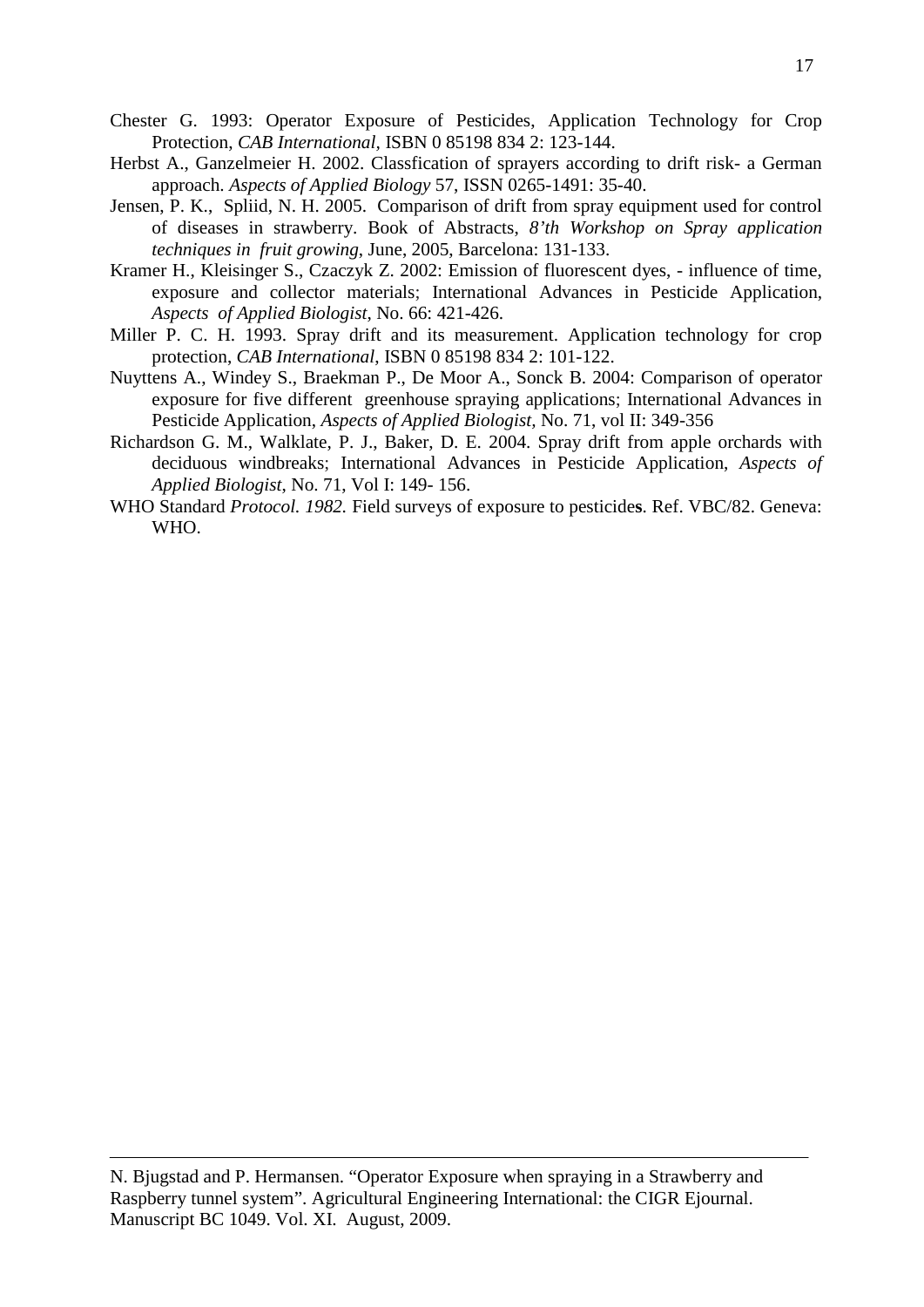Chester G. 1993: Operator Exposure of Pesticides, Application Technology for Crop Protection, *CAB International*, ISBN 0 85198 834 2: 123-144.

Herbst A., Ganzelmeier H. 2002. Classfication of sprayers according to drift risk- a German approach. *Aspects of Applied Biology* 57, ISSN 0265-1491: 35-40.

Jensen, P. K., Spliid, N. H. 2005. Comparison of drift from spray equipment used for control of diseases in strawberry. Book of Abstracts, *8'th Workshop on Spray application techniques in fruit growing*, June, 2005, Barcelona: 131-133.

Kramer H., Kleisinger S., Czaczyk Z. 2002: Emission of fluorescent dyes, - influence of time, exposure and collector materials; International Advances in Pesticide Application, *Aspects of Applied Biologist*, No. 66: 421-426.

Miller P. C. H. 1993. Spray drift and its measurement. Application technology for crop protection, *CAB International*, ISBN 0 85198 834 2: 101-122.

Nuyttens A., Windey S., Braekman P., De Moor A., Sonck B. 2004: Comparison of operator exposure for five different greenhouse spraying applications; International Advances in Pesticide Application, *Aspects of Applied Biologist*, No. 71, vol II: 349-356

Richardson G. M., Walklate, P. J., Baker, D. E. 2004. Spray drift from apple orchards with deciduous windbreaks; International Advances in Pesticide Application, *Aspects of Applied Biologist*, No. 71, Vol I: 149- 156.

WHO Standard *Protocol. 1982.* Field surveys of exposure to pesticide**s**. Ref. VBC/82. Geneva: WHO.